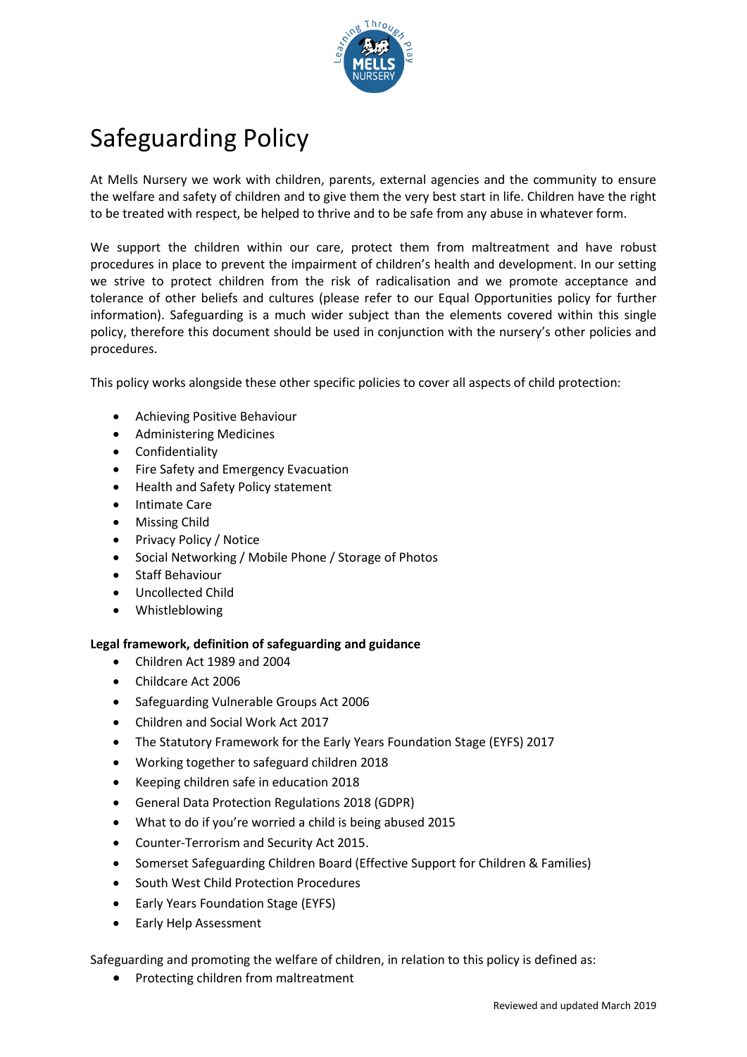# Safeguarding Policy

At Mells Nursery we work with children, parents, external agencies and the community to ensure the welfare and safety of children and to give them the very best start in life. Children have the right to be treated with respect, be helped to thrive and to be safe from any abuse in whatever form.

We support the children within our care, protect them from maltreatment and have robust procedures in place to prevent the impairment of children's health and development. In our setting we strive to protect children from the risk of radicalisation and we promote acceptance and tolerance of other beliefs and cultures (please refer to our Equal Opportunities policy for further information). Safeguarding is a much wider subject than the elements covered within this single policy, therefore this document should be used in conjunction with the nursery's other policies and procedures.

This policy works alongside these other specific policies to cover all aspects of child protection:

- Achieving Positive Behaviour
- Administering Medicines
- Confidentiality
- Fire Safety and Emergency Evacuation
- Health and Safety Policy statement
- Intimate Care
- Missing Child
- Privacy Policy / Notice
- Social Networking / Mobile Phone / Storage of Photos
- Staff Behaviour
- Uncollected Child
- Whistleblowing

**Legal framework, definition of safeguarding and guidance**

- Children Act 1989 and 2004
- Childcare Act 2006
- Safeguarding Vulnerable Groups Act 2006
- Children and Social Work Act 2017
- The Statutory Framework for the Early Years Foundation Stage (EYFS) 2017
- Working together to safeguard children 2018
- Keeping children safe in education 2018
- General Data Protection Regulations 2018 (GDPR)
- What to do if you're worried a child is being abused 2015
- Counter-Terrorism and Security Act 2015.
- Somerset Safeguarding Children Board (Effective Support for Children & Families)
- South West Child Protection Procedures
- Early Years Foundation Stage (EYFS)
- Early Help Assessment

Safeguarding and promoting the welfare of children, in relation to this policy is defined as:

- Protecting children from maltreatment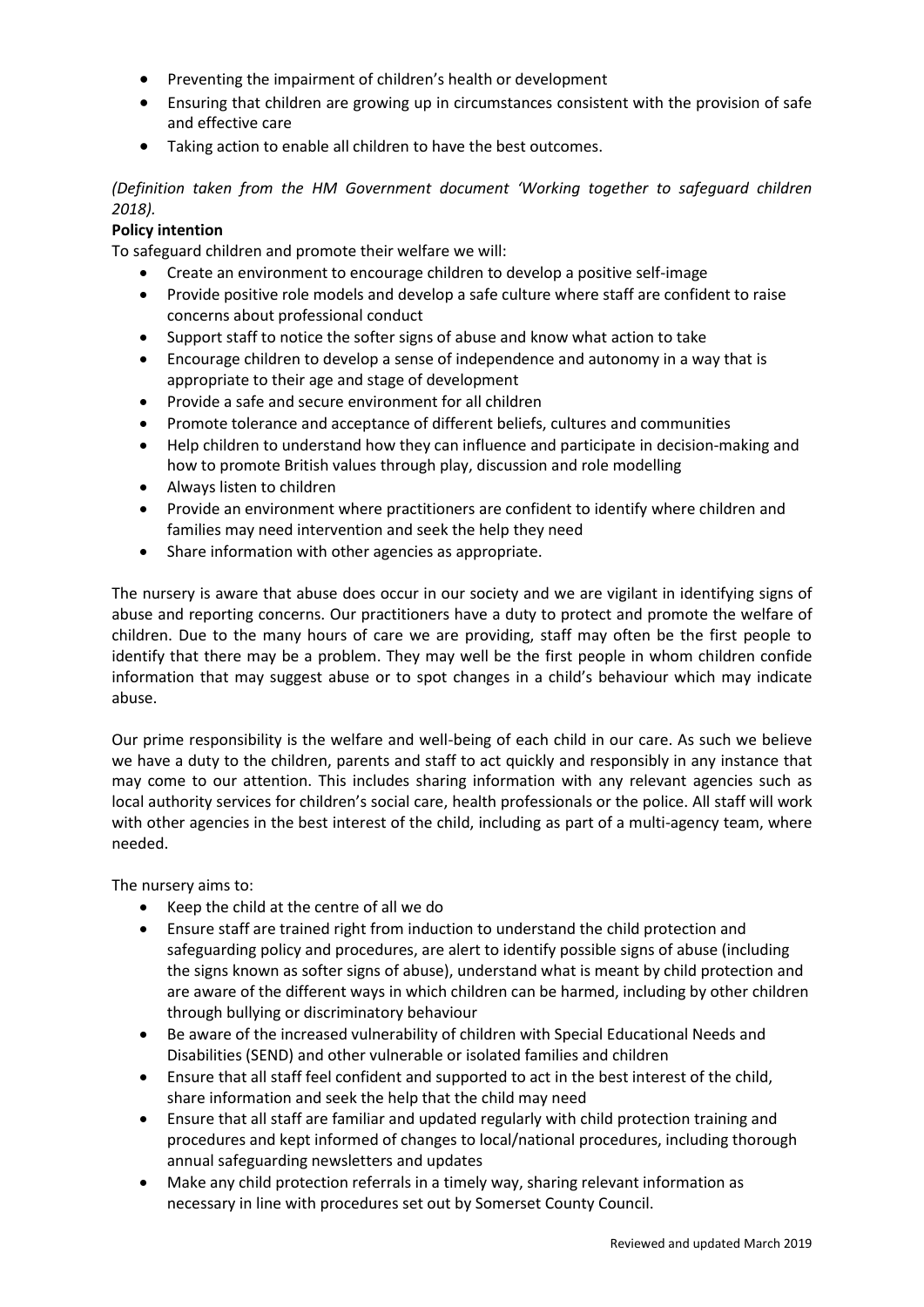- Preventing the impairment of children's health or development
- Ensuring that children are growing up in circumstances consistent with the provision of safe and effective care
- Taking action to enable all children to have the best outcomes.

*(Definition taken from the HM Government document 'Working together to safeguard children 2018).*

**Policy intention**

To safeguard children and promote their welfare we will:

- Create an environment to encourage children to develop a positive self-image
- Provide positive role models and develop a safe culture where staff are confident to raise concerns about professional conduct
- Support staff to notice the softer signs of abuse and know what action to take
- Encourage children to develop a sense of independence and autonomy in a way that is appropriate to their age and stage of development
- Provide a safe and secure environment for all children
- Promote tolerance and acceptance of different beliefs, cultures and communities
- Help children to understand how they can influence and participate in decision-making and how to promote British values through play, discussion and role modelling
- Always listen to children
- Provide an environment where practitioners are confident to identify where children and families may need intervention and seek the help they need
- Share information with other agencies as appropriate.

The nursery is aware that abuse does occur in our society and we are vigilant in identifying signs of abuse and reporting concerns. Our practitioners have a duty to protect and promote the welfare of children. Due to the many hours of care we are providing, staff may often be the first people to identify that there may be a problem. They may well be the first people in whom children confide information that may suggest abuse or to spot changes in a child's behaviour which may indicate abuse.

Our prime responsibility is the welfare and well-being of each child in our care. As such we believe we have a duty to the children, parents and staff to act quickly and responsibly in any instance that may come to our attention. This includes sharing information with any relevant agencies such as local authority services for children's social care, health professionals or the police. All staff will work with other agencies in the best interest of the child, including as part of a multi-agency team, where needed.

The nursery aims to:

- Keep the child at the centre of all we do
- Ensure staff are trained right from induction to understand the child protection and safeguarding policy and procedures, are alert to identify possible signs of abuse (including the signs known as softer signs of abuse), understand what is meant by child protection and are aware of the different ways in which children can be harmed, including by other children through bullying or discriminatory behaviour
- Be aware of the increased vulnerability of children with Special Educational Needs and Disabilities (SEND) and other vulnerable or isolated families and children
- Ensure that all staff feel confident and supported to act in the best interest of the child, share information and seek the help that the child may need
- Ensure that all staff are familiar and updated regularly with child protection training and procedures and kept informed of changes to local/national procedures, including thorough annual safeguarding newsletters and updates
- Make any child protection referrals in a timely way, sharing relevant information as necessary in line with procedures set out by Somerset County Council.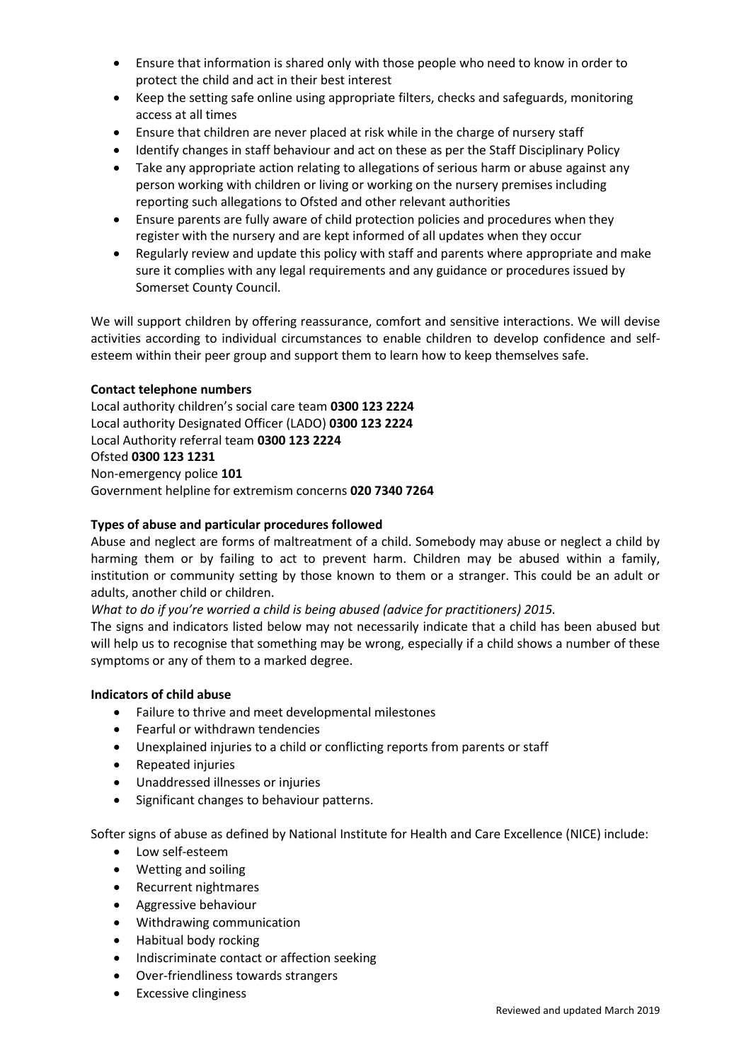- Ensure that information is shared only with those people who need to know in order to protect the child and act in their best interest
- Keep the setting safe online using appropriate filters, checks and safeguards, monitoring access at all times
- Ensure that children are never placed at risk while in the charge of nursery staff
- Identify changes in staff behaviour and act on these as per the Staff Disciplinary Policy
- Take any appropriate action relating to allegations of serious harm or abuse against any person working with children or living or working on the nursery premises including reporting such allegations to Ofsted and other relevant authorities
- Ensure parents are fully aware of child protection policies and procedures when they register with the nursery and are kept informed of all updates when they occur
- Regularly review and update this policy with staff and parents where appropriate and make sure it complies with any legal requirements and any guidance or procedures issued by Somerset County Council.

We will support children by offering reassurance, comfort and sensitive interactions. We will devise activities according to individual circumstances to enable children to develop confidence and self-esteem within their peer group and support them to learn how to keep themselves safe.

**Contact telephone numbers**

Local authority children's social care team **0300 123 2224**
Local authority Designated Officer (LADO) **0300 123 2224**
Local Authority referral team **0300 123 2224**
Ofsted **0300 123 1231**
Non-emergency police **101**
Government helpline for extremism concerns **020 7340 7264**

**Types of abuse and particular procedures followed**

Abuse and neglect are forms of maltreatment of a child. Somebody may abuse or neglect a child by harming them or by failing to act to prevent harm. Children may be abused within a family, institution or community setting by those known to them or a stranger. This could be an adult or adults, another child or children.

*What to do if you're worried a child is being abused (advice for practitioners) 2015.*

The signs and indicators listed below may not necessarily indicate that a child has been abused but will help us to recognise that something may be wrong, especially if a child shows a number of these symptoms or any of them to a marked degree.

**Indicators of child abuse**

- Failure to thrive and meet developmental milestones
- Fearful or withdrawn tendencies
- Unexplained injuries to a child or conflicting reports from parents or staff
- Repeated injuries
- Unaddressed illnesses or injuries
- Significant changes to behaviour patterns.

Softer signs of abuse as defined by National Institute for Health and Care Excellence (NICE) include:

- Low self-esteem
- Wetting and soiling
- Recurrent nightmares
- Aggressive behaviour
- Withdrawing communication
- Habitual body rocking
- Indiscriminate contact or affection seeking
- Over-friendliness towards strangers
- Excessive clinginess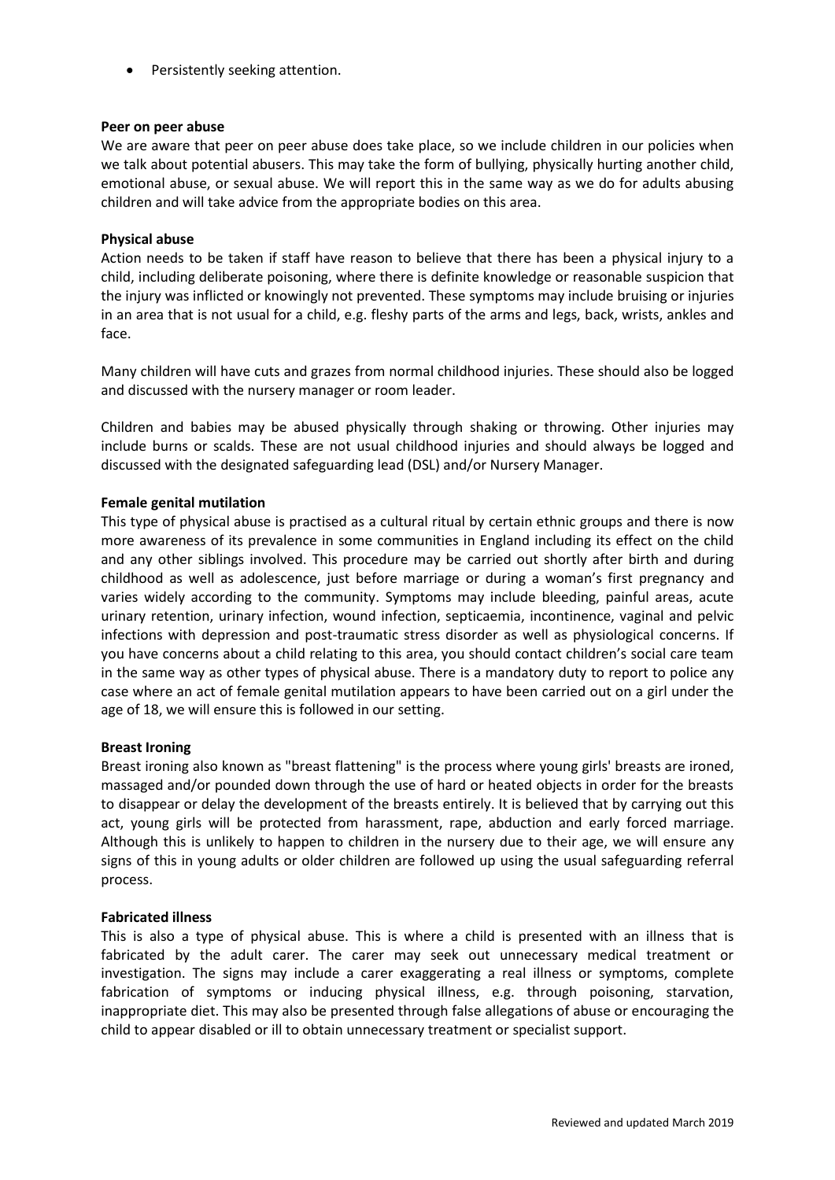- Persistently seeking attention.

**Peer on peer abuse**

We are aware that peer on peer abuse does take place, so we include children in our policies when we talk about potential abusers. This may take the form of bullying, physically hurting another child, emotional abuse, or sexual abuse. We will report this in the same way as we do for adults abusing children and will take advice from the appropriate bodies on this area.

**Physical abuse**

Action needs to be taken if staff have reason to believe that there has been a physical injury to a child, including deliberate poisoning, where there is definite knowledge or reasonable suspicion that the injury was inflicted or knowingly not prevented. These symptoms may include bruising or injuries in an area that is not usual for a child, e.g. fleshy parts of the arms and legs, back, wrists, ankles and face.

Many children will have cuts and grazes from normal childhood injuries. These should also be logged and discussed with the nursery manager or room leader.

Children and babies may be abused physically through shaking or throwing. Other injuries may include burns or scalds. These are not usual childhood injuries and should always be logged and discussed with the designated safeguarding lead (DSL) and/or Nursery Manager.

**Female genital mutilation**

This type of physical abuse is practised as a cultural ritual by certain ethnic groups and there is now more awareness of its prevalence in some communities in England including its effect on the child and any other siblings involved. This procedure may be carried out shortly after birth and during childhood as well as adolescence, just before marriage or during a woman's first pregnancy and varies widely according to the community. Symptoms may include bleeding, painful areas, acute urinary retention, urinary infection, wound infection, septicaemia, incontinence, vaginal and pelvic infections with depression and post-traumatic stress disorder as well as physiological concerns. If you have concerns about a child relating to this area, you should contact children's social care team in the same way as other types of physical abuse. There is a mandatory duty to report to police any case where an act of female genital mutilation appears to have been carried out on a girl under the age of 18, we will ensure this is followed in our setting.

**Breast Ironing**

Breast ironing also known as "breast flattening" is the process where young girls' breasts are ironed, massaged and/or pounded down through the use of hard or heated objects in order for the breasts to disappear or delay the development of the breasts entirely. It is believed that by carrying out this act, young girls will be protected from harassment, rape, abduction and early forced marriage. Although this is unlikely to happen to children in the nursery due to their age, we will ensure any signs of this in young adults or older children are followed up using the usual safeguarding referral process.

**Fabricated illness**

This is also a type of physical abuse. This is where a child is presented with an illness that is fabricated by the adult carer. The carer may seek out unnecessary medical treatment or investigation. The signs may include a carer exaggerating a real illness or symptoms, complete fabrication of symptoms or inducing physical illness, e.g. through poisoning, starvation, inappropriate diet. This may also be presented through false allegations of abuse or encouraging the child to appear disabled or ill to obtain unnecessary treatment or specialist support.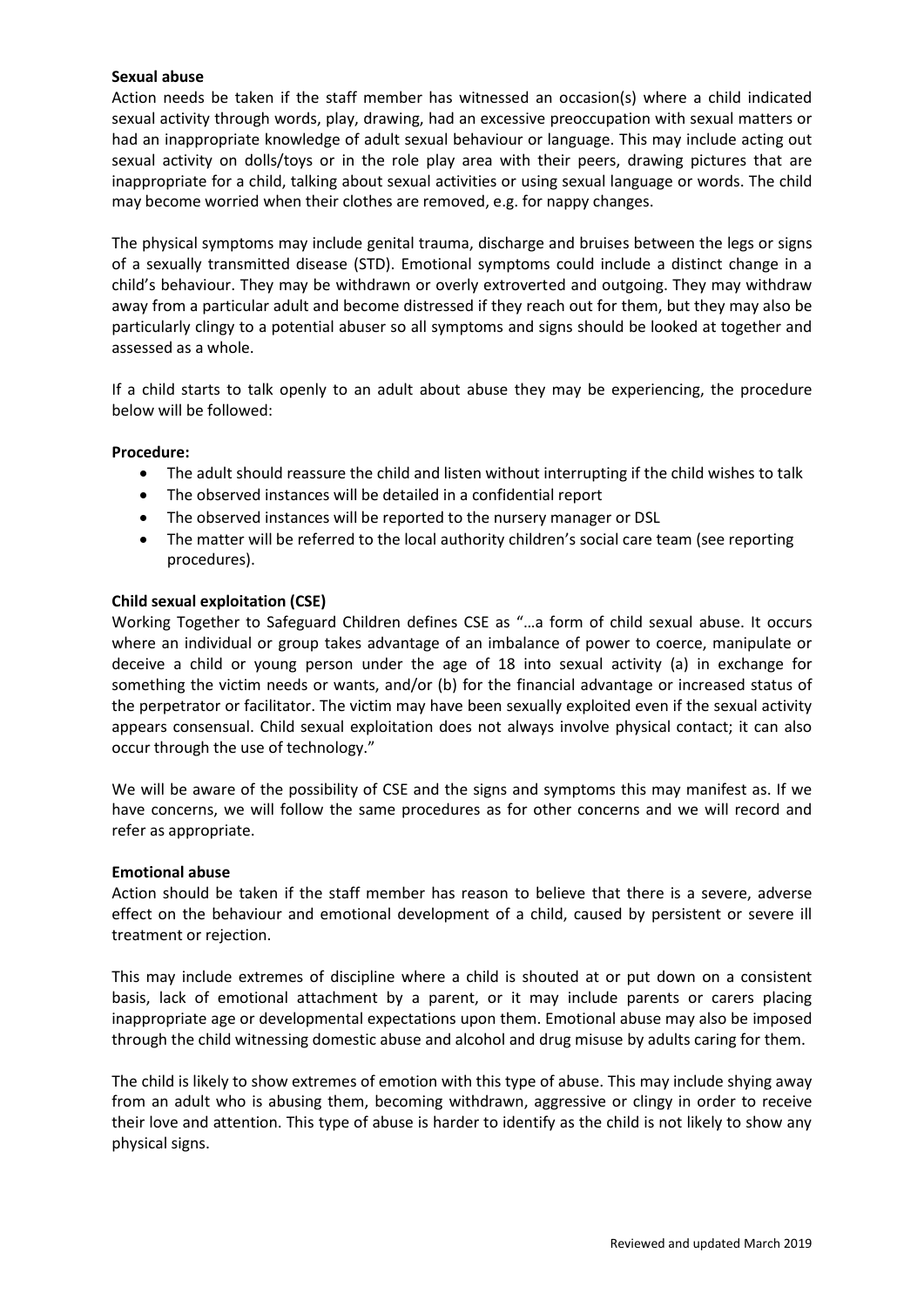**Sexual abuse**

Action needs be taken if the staff member has witnessed an occasion(s) where a child indicated sexual activity through words, play, drawing, had an excessive preoccupation with sexual matters or had an inappropriate knowledge of adult sexual behaviour or language. This may include acting out sexual activity on dolls/toys or in the role play area with their peers, drawing pictures that are inappropriate for a child, talking about sexual activities or using sexual language or words. The child may become worried when their clothes are removed, e.g. for nappy changes.

The physical symptoms may include genital trauma, discharge and bruises between the legs or signs of a sexually transmitted disease (STD). Emotional symptoms could include a distinct change in a child's behaviour. They may be withdrawn or overly extroverted and outgoing. They may withdraw away from a particular adult and become distressed if they reach out for them, but they may also be particularly clingy to a potential abuser so all symptoms and signs should be looked at together and assessed as a whole.

If a child starts to talk openly to an adult about abuse they may be experiencing, the procedure below will be followed:

**Procedure:**

- The adult should reassure the child and listen without interrupting if the child wishes to talk
- The observed instances will be detailed in a confidential report
- The observed instances will be reported to the nursery manager or DSL
- The matter will be referred to the local authority children's social care team (see reporting procedures).

**Child sexual exploitation (CSE)**

Working Together to Safeguard Children defines CSE as "…a form of child sexual abuse. It occurs where an individual or group takes advantage of an imbalance of power to coerce, manipulate or deceive a child or young person under the age of 18 into sexual activity (a) in exchange for something the victim needs or wants, and/or (b) for the financial advantage or increased status of the perpetrator or facilitator. The victim may have been sexually exploited even if the sexual activity appears consensual. Child sexual exploitation does not always involve physical contact; it can also occur through the use of technology."

We will be aware of the possibility of CSE and the signs and symptoms this may manifest as. If we have concerns, we will follow the same procedures as for other concerns and we will record and refer as appropriate.

**Emotional abuse**

Action should be taken if the staff member has reason to believe that there is a severe, adverse effect on the behaviour and emotional development of a child, caused by persistent or severe ill treatment or rejection.

This may include extremes of discipline where a child is shouted at or put down on a consistent basis, lack of emotional attachment by a parent, or it may include parents or carers placing inappropriate age or developmental expectations upon them. Emotional abuse may also be imposed through the child witnessing domestic abuse and alcohol and drug misuse by adults caring for them.

The child is likely to show extremes of emotion with this type of abuse. This may include shying away from an adult who is abusing them, becoming withdrawn, aggressive or clingy in order to receive their love and attention. This type of abuse is harder to identify as the child is not likely to show any physical signs.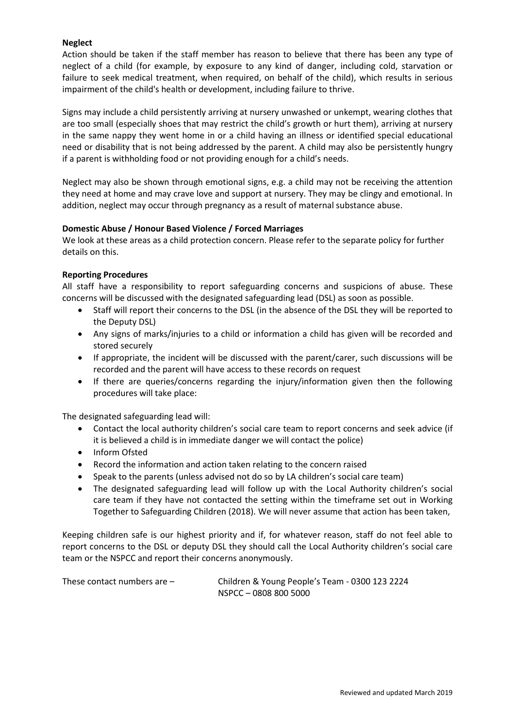**Neglect**

Action should be taken if the staff member has reason to believe that there has been any type of neglect of a child (for example, by exposure to any kind of danger, including cold, starvation or failure to seek medical treatment, when required, on behalf of the child), which results in serious impairment of the child's health or development, including failure to thrive.

Signs may include a child persistently arriving at nursery unwashed or unkempt, wearing clothes that are too small (especially shoes that may restrict the child's growth or hurt them), arriving at nursery in the same nappy they went home in or a child having an illness or identified special educational need or disability that is not being addressed by the parent. A child may also be persistently hungry if a parent is withholding food or not providing enough for a child's needs.

Neglect may also be shown through emotional signs, e.g. a child may not be receiving the attention they need at home and may crave love and support at nursery. They may be clingy and emotional. In addition, neglect may occur through pregnancy as a result of maternal substance abuse.

**Domestic Abuse / Honour Based Violence / Forced Marriages**

We look at these areas as a child protection concern. Please refer to the separate policy for further details on this.

**Reporting Procedures**

All staff have a responsibility to report safeguarding concerns and suspicions of abuse. These concerns will be discussed with the designated safeguarding lead (DSL) as soon as possible.

- Staff will report their concerns to the DSL (in the absence of the DSL they will be reported to the Deputy DSL)
- Any signs of marks/injuries to a child or information a child has given will be recorded and stored securely
- If appropriate, the incident will be discussed with the parent/carer, such discussions will be recorded and the parent will have access to these records on request
- If there are queries/concerns regarding the injury/information given then the following procedures will take place:

The designated safeguarding lead will:

- Contact the local authority children's social care team to report concerns and seek advice (if it is believed a child is in immediate danger we will contact the police)
- Inform Ofsted
- Record the information and action taken relating to the concern raised
- Speak to the parents (unless advised not do so by LA children's social care team)
- The designated safeguarding lead will follow up with the Local Authority children's social care team if they have not contacted the setting within the timeframe set out in Working Together to Safeguarding Children (2018). We will never assume that action has been taken,

Keeping children safe is our highest priority and if, for whatever reason, staff do not feel able to report concerns to the DSL or deputy DSL they should call the Local Authority children's social care team or the NSPCC and report their concerns anonymously.

These contact numbers are – Children & Young People's Team - 0300 123 2224
NSPCC – 0808 800 5000

Reviewed and updated March 2019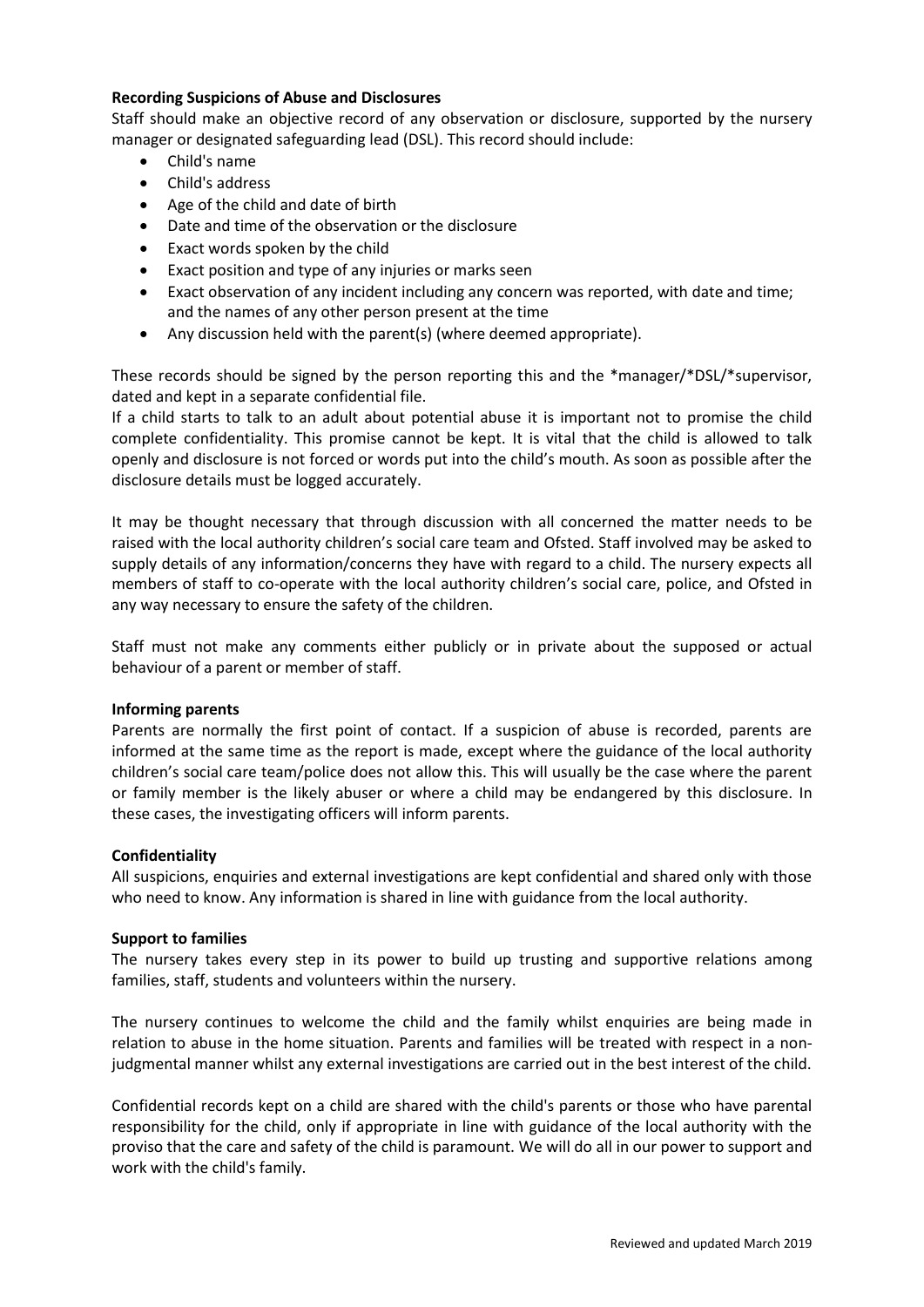**Recording Suspicions of Abuse and Disclosures**

Staff should make an objective record of any observation or disclosure, supported by the nursery manager or designated safeguarding lead (DSL). This record should include:

- Child's name
- Child's address
- Age of the child and date of birth
- Date and time of the observation or the disclosure
- Exact words spoken by the child
- Exact position and type of any injuries or marks seen
- Exact observation of any incident including any concern was reported, with date and time; and the names of any other person present at the time
- Any discussion held with the parent(s) (where deemed appropriate).

These records should be signed by the person reporting this and the *manager/*DSL/*supervisor, dated and kept in a separate confidential file.

If a child starts to talk to an adult about potential abuse it is important not to promise the child complete confidentiality. This promise cannot be kept. It is vital that the child is allowed to talk openly and disclosure is not forced or words put into the child's mouth. As soon as possible after the disclosure details must be logged accurately.

It may be thought necessary that through discussion with all concerned the matter needs to be raised with the local authority children's social care team and Ofsted. Staff involved may be asked to supply details of any information/concerns they have with regard to a child. The nursery expects all members of staff to co-operate with the local authority children's social care, police, and Ofsted in any way necessary to ensure the safety of the children.

Staff must not make any comments either publicly or in private about the supposed or actual behaviour of a parent or member of staff.

**Informing parents**

Parents are normally the first point of contact. If a suspicion of abuse is recorded, parents are informed at the same time as the report is made, except where the guidance of the local authority children's social care team/police does not allow this. This will usually be the case where the parent or family member is the likely abuser or where a child may be endangered by this disclosure. In these cases, the investigating officers will inform parents.

**Confidentiality**

All suspicions, enquiries and external investigations are kept confidential and shared only with those who need to know. Any information is shared in line with guidance from the local authority.

**Support to families**

The nursery takes every step in its power to build up trusting and supportive relations among families, staff, students and volunteers within the nursery.

The nursery continues to welcome the child and the family whilst enquiries are being made in relation to abuse in the home situation. Parents and families will be treated with respect in a non-judgmental manner whilst any external investigations are carried out in the best interest of the child.

Confidential records kept on a child are shared with the child's parents or those who have parental responsibility for the child, only if appropriate in line with guidance of the local authority with the proviso that the care and safety of the child is paramount. We will do all in our power to support and work with the child's family.

Reviewed and updated March 2019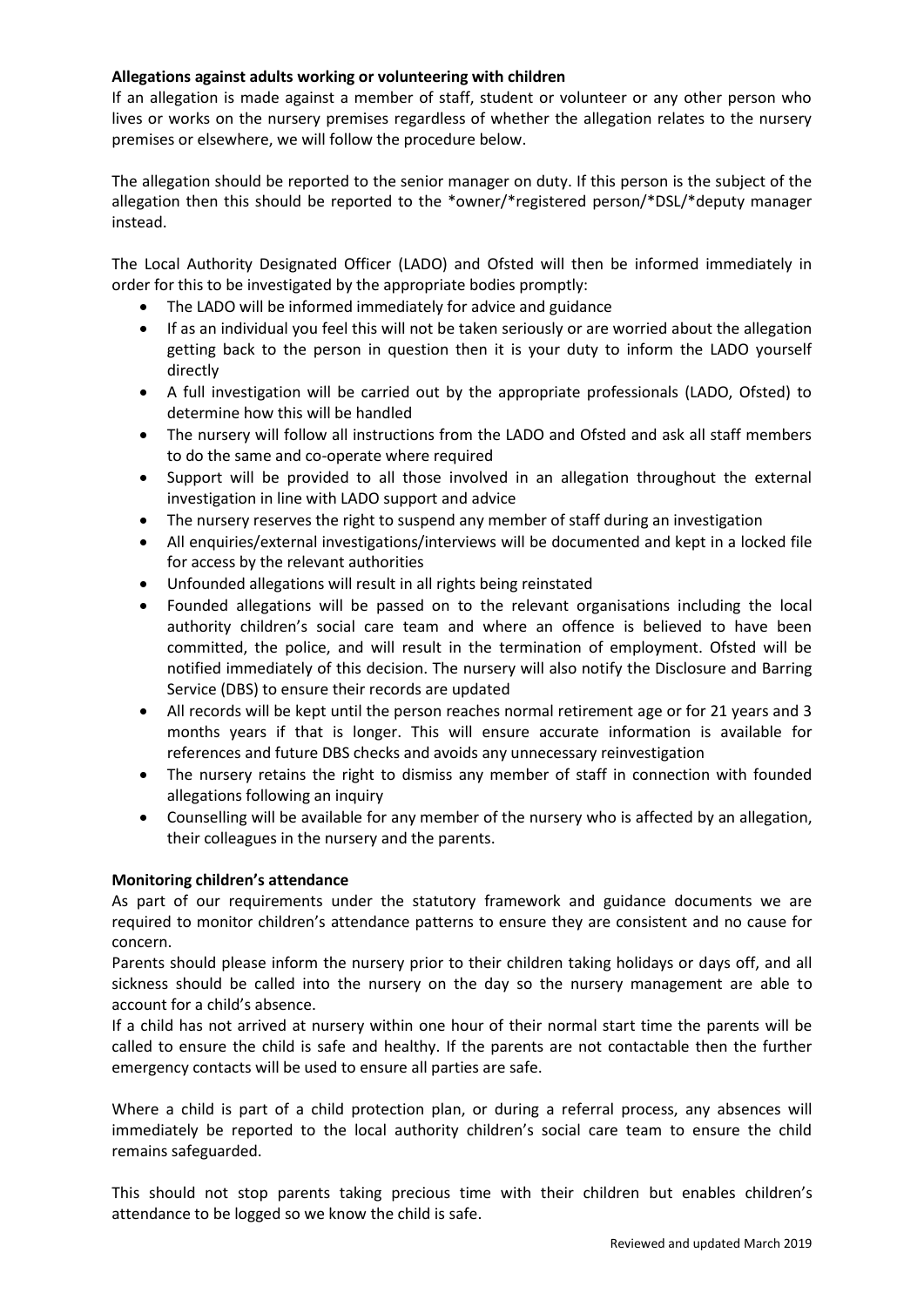**Allegations against adults working or volunteering with children**

If an allegation is made against a member of staff, student or volunteer or any other person who lives or works on the nursery premises regardless of whether the allegation relates to the nursery premises or elsewhere, we will follow the procedure below.

The allegation should be reported to the senior manager on duty. If this person is the subject of the allegation then this should be reported to the *owner/*registered person/*DSL/*deputy manager instead.

The Local Authority Designated Officer (LADO) and Ofsted will then be informed immediately in order for this to be investigated by the appropriate bodies promptly:

- The LADO will be informed immediately for advice and guidance
- If as an individual you feel this will not be taken seriously or are worried about the allegation getting back to the person in question then it is your duty to inform the LADO yourself directly
- A full investigation will be carried out by the appropriate professionals (LADO, Ofsted) to determine how this will be handled
- The nursery will follow all instructions from the LADO and Ofsted and ask all staff members to do the same and co-operate where required
- Support will be provided to all those involved in an allegation throughout the external investigation in line with LADO support and advice
- The nursery reserves the right to suspend any member of staff during an investigation
- All enquiries/external investigations/interviews will be documented and kept in a locked file for access by the relevant authorities
- Unfounded allegations will result in all rights being reinstated
- Founded allegations will be passed on to the relevant organisations including the local authority children's social care team and where an offence is believed to have been committed, the police, and will result in the termination of employment. Ofsted will be notified immediately of this decision. The nursery will also notify the Disclosure and Barring Service (DBS) to ensure their records are updated
- All records will be kept until the person reaches normal retirement age or for 21 years and 3 months years if that is longer. This will ensure accurate information is available for references and future DBS checks and avoids any unnecessary reinvestigation
- The nursery retains the right to dismiss any member of staff in connection with founded allegations following an inquiry
- Counselling will be available for any member of the nursery who is affected by an allegation, their colleagues in the nursery and the parents.

**Monitoring children's attendance**

As part of our requirements under the statutory framework and guidance documents we are required to monitor children's attendance patterns to ensure they are consistent and no cause for concern.

Parents should please inform the nursery prior to their children taking holidays or days off, and all sickness should be called into the nursery on the day so the nursery management are able to account for a child's absence.

If a child has not arrived at nursery within one hour of their normal start time the parents will be called to ensure the child is safe and healthy. If the parents are not contactable then the further emergency contacts will be used to ensure all parties are safe.

Where a child is part of a child protection plan, or during a referral process, any absences will immediately be reported to the local authority children's social care team to ensure the child remains safeguarded.

This should not stop parents taking precious time with their children but enables children's attendance to be logged so we know the child is safe.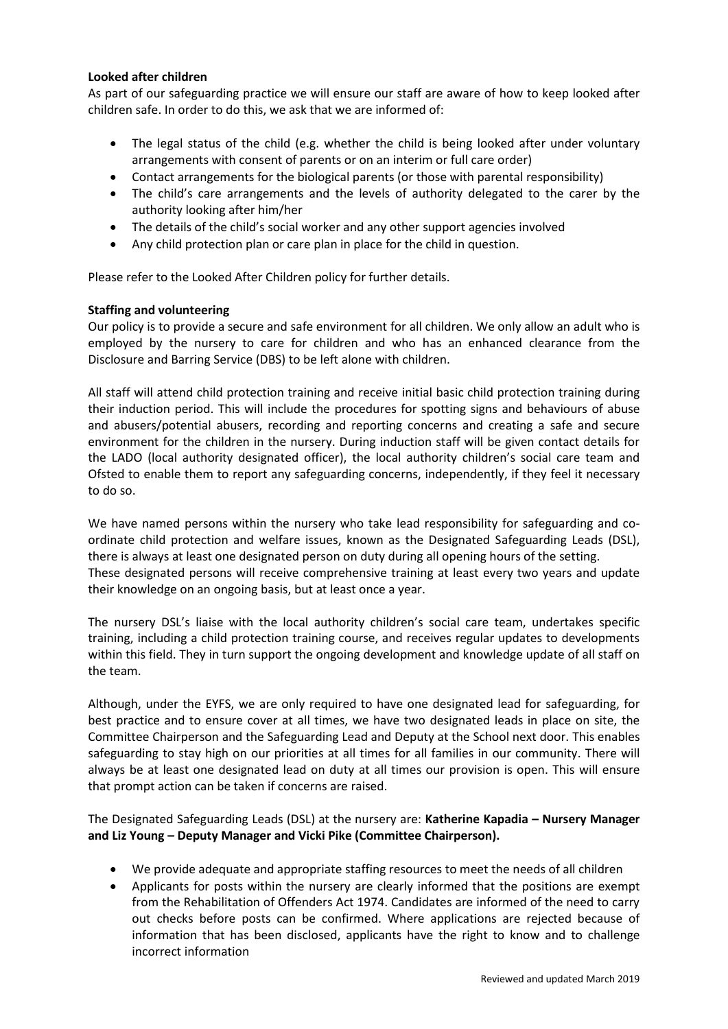**Looked after children**

As part of our safeguarding practice we will ensure our staff are aware of how to keep looked after children safe. In order to do this, we ask that we are informed of:

- The legal status of the child (e.g. whether the child is being looked after under voluntary arrangements with consent of parents or on an interim or full care order)
- Contact arrangements for the biological parents (or those with parental responsibility)
- The child's care arrangements and the levels of authority delegated to the carer by the authority looking after him/her
- The details of the child's social worker and any other support agencies involved
- Any child protection plan or care plan in place for the child in question.

Please refer to the Looked After Children policy for further details.

**Staffing and volunteering**

Our policy is to provide a secure and safe environment for all children. We only allow an adult who is employed by the nursery to care for children and who has an enhanced clearance from the Disclosure and Barring Service (DBS) to be left alone with children.

All staff will attend child protection training and receive initial basic child protection training during their induction period. This will include the procedures for spotting signs and behaviours of abuse and abusers/potential abusers, recording and reporting concerns and creating a safe and secure environment for the children in the nursery. During induction staff will be given contact details for the LADO (local authority designated officer), the local authority children's social care team and Ofsted to enable them to report any safeguarding concerns, independently, if they feel it necessary to do so.

We have named persons within the nursery who take lead responsibility for safeguarding and co-ordinate child protection and welfare issues, known as the Designated Safeguarding Leads (DSL), there is always at least one designated person on duty during all opening hours of the setting.
These designated persons will receive comprehensive training at least every two years and update their knowledge on an ongoing basis, but at least once a year.

The nursery DSL's liaise with the local authority children's social care team, undertakes specific training, including a child protection training course, and receives regular updates to developments within this field. They in turn support the ongoing development and knowledge update of all staff on the team.

Although, under the EYFS, we are only required to have one designated lead for safeguarding, for best practice and to ensure cover at all times, we have two designated leads in place on site, the Committee Chairperson and the Safeguarding Lead and Deputy at the School next door. This enables safeguarding to stay high on our priorities at all times for all families in our community. There will always be at least one designated lead on duty at all times our provision is open. This will ensure that prompt action can be taken if concerns are raised.

The Designated Safeguarding Leads (DSL) at the nursery are: **Katherine Kapadia – Nursery Manager and Liz Young – Deputy Manager and Vicki Pike (Committee Chairperson).**

- We provide adequate and appropriate staffing resources to meet the needs of all children
- Applicants for posts within the nursery are clearly informed that the positions are exempt from the Rehabilitation of Offenders Act 1974. Candidates are informed of the need to carry out checks before posts can be confirmed. Where applications are rejected because of information that has been disclosed, applicants have the right to know and to challenge incorrect information

Reviewed and updated March 2019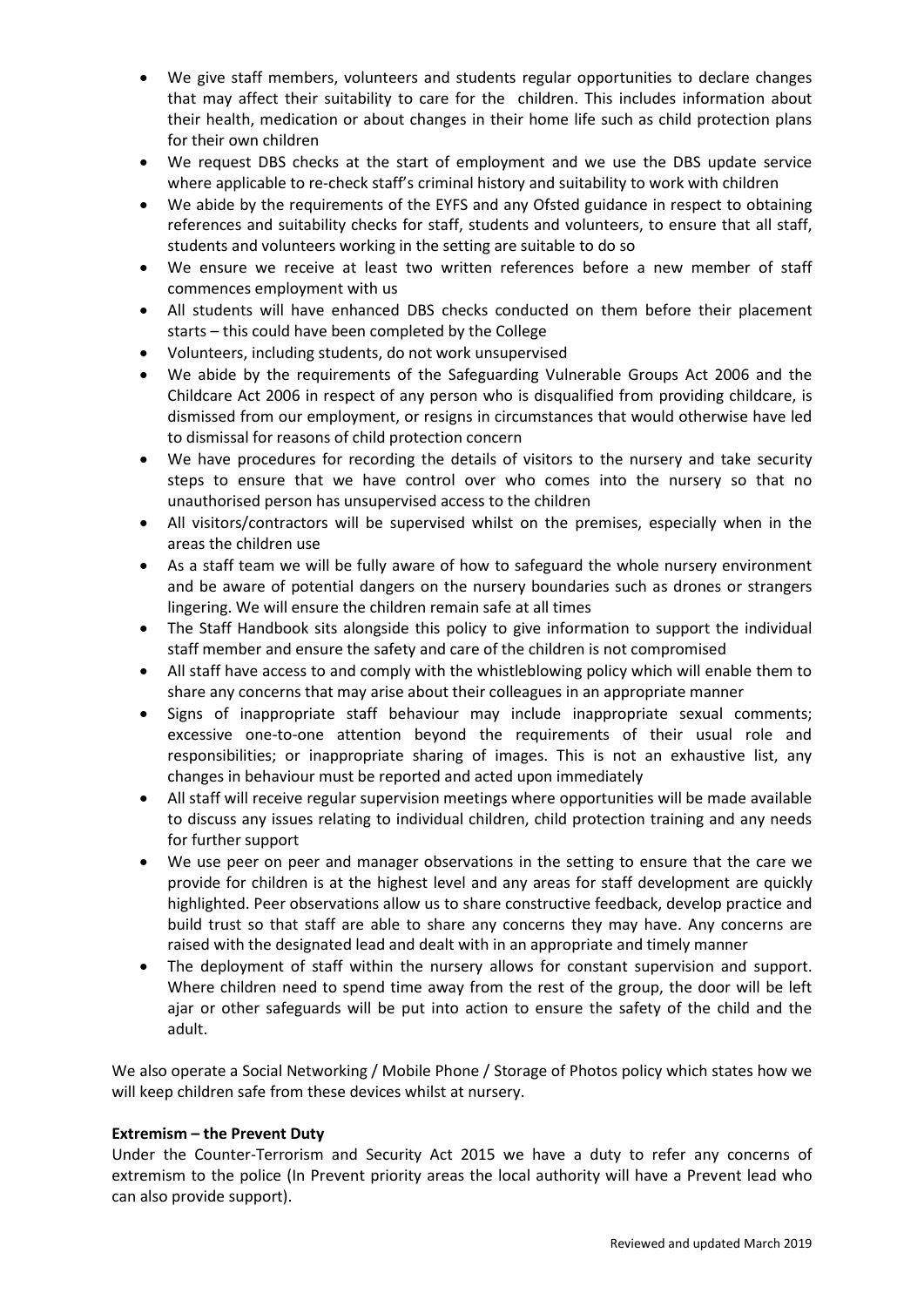- We give staff members, volunteers and students regular opportunities to declare changes that may affect their suitability to care for the children. This includes information about their health, medication or about changes in their home life such as child protection plans for their own children
- We request DBS checks at the start of employment and we use the DBS update service where applicable to re-check staff's criminal history and suitability to work with children
- We abide by the requirements of the EYFS and any Ofsted guidance in respect to obtaining references and suitability checks for staff, students and volunteers, to ensure that all staff, students and volunteers working in the setting are suitable to do so
- We ensure we receive at least two written references before a new member of staff commences employment with us
- All students will have enhanced DBS checks conducted on them before their placement starts – this could have been completed by the College
- Volunteers, including students, do not work unsupervised
- We abide by the requirements of the Safeguarding Vulnerable Groups Act 2006 and the Childcare Act 2006 in respect of any person who is disqualified from providing childcare, is dismissed from our employment, or resigns in circumstances that would otherwise have led to dismissal for reasons of child protection concern
- We have procedures for recording the details of visitors to the nursery and take security steps to ensure that we have control over who comes into the nursery so that no unauthorised person has unsupervised access to the children
- All visitors/contractors will be supervised whilst on the premises, especially when in the areas the children use
- As a staff team we will be fully aware of how to safeguard the whole nursery environment and be aware of potential dangers on the nursery boundaries such as drones or strangers lingering. We will ensure the children remain safe at all times
- The Staff Handbook sits alongside this policy to give information to support the individual staff member and ensure the safety and care of the children is not compromised
- All staff have access to and comply with the whistleblowing policy which will enable them to share any concerns that may arise about their colleagues in an appropriate manner
- Signs of inappropriate staff behaviour may include inappropriate sexual comments; excessive one-to-one attention beyond the requirements of their usual role and responsibilities; or inappropriate sharing of images. This is not an exhaustive list, any changes in behaviour must be reported and acted upon immediately
- All staff will receive regular supervision meetings where opportunities will be made available to discuss any issues relating to individual children, child protection training and any needs for further support
- We use peer on peer and manager observations in the setting to ensure that the care we provide for children is at the highest level and any areas for staff development are quickly highlighted. Peer observations allow us to share constructive feedback, develop practice and build trust so that staff are able to share any concerns they may have. Any concerns are raised with the designated lead and dealt with in an appropriate and timely manner
- The deployment of staff within the nursery allows for constant supervision and support. Where children need to spend time away from the rest of the group, the door will be left ajar or other safeguards will be put into action to ensure the safety of the child and the adult.

We also operate a Social Networking / Mobile Phone / Storage of Photos policy which states how we will keep children safe from these devices whilst at nursery.

**Extremism – the Prevent Duty**

Under the Counter-Terrorism and Security Act 2015 we have a duty to refer any concerns of extremism to the police (In Prevent priority areas the local authority will have a Prevent lead who can also provide support).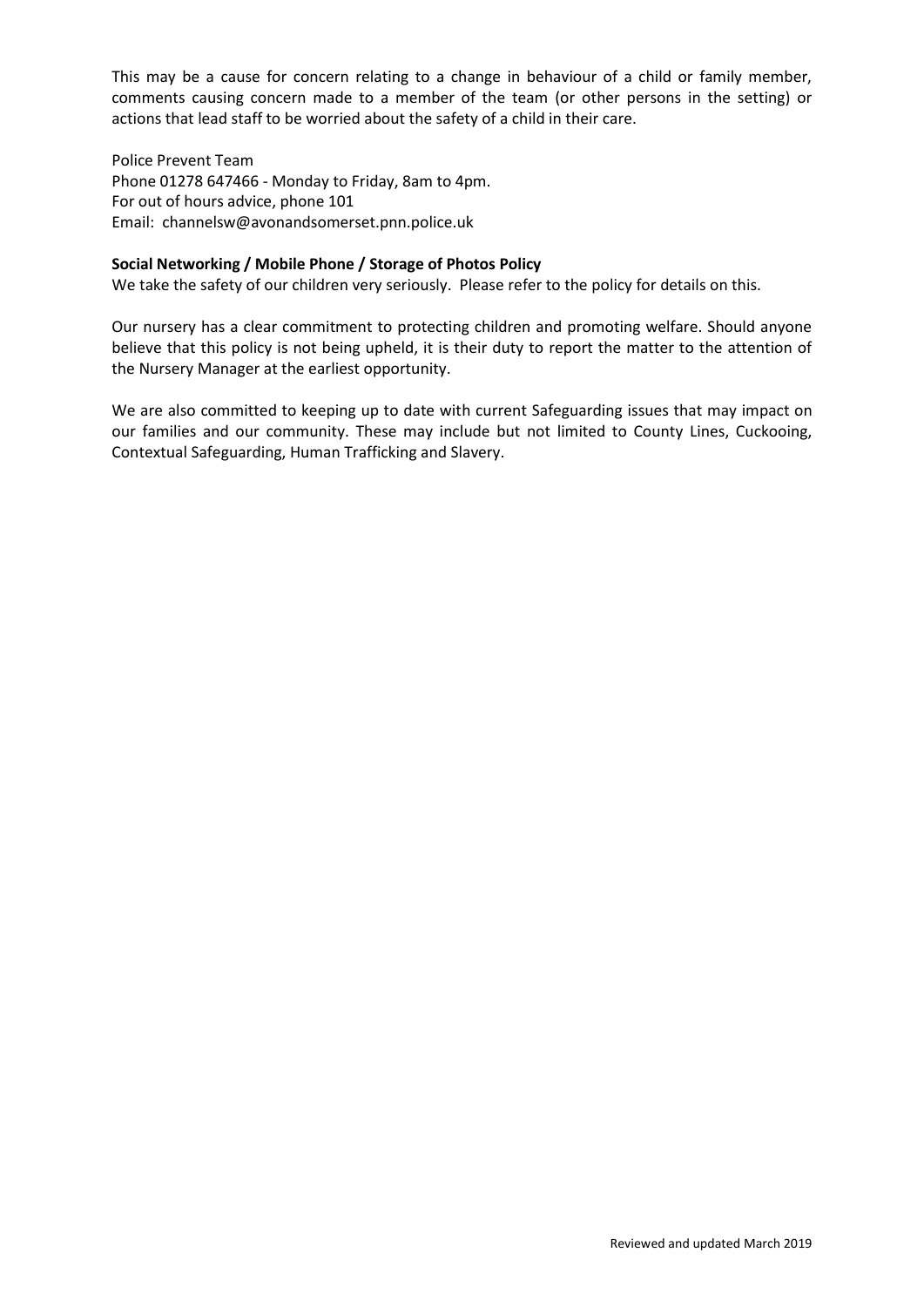This may be a cause for concern relating to a change in behaviour of a child or family member, comments causing concern made to a member of the team (or other persons in the setting) or actions that lead staff to be worried about the safety of a child in their care.

Police Prevent Team
Phone 01278 647466 - Monday to Friday, 8am to 4pm.
For out of hours advice, phone 101
Email: channelsw@avonandsomerset.pnn.police.uk

**Social Networking / Mobile Phone / Storage of Photos Policy**

We take the safety of our children very seriously. Please refer to the policy for details on this.

Our nursery has a clear commitment to protecting children and promoting welfare. Should anyone believe that this policy is not being upheld, it is their duty to report the matter to the attention of the Nursery Manager at the earliest opportunity.

We are also committed to keeping up to date with current Safeguarding issues that may impact on our families and our community. These may include but not limited to County Lines, Cuckooing, Contextual Safeguarding, Human Trafficking and Slavery.

Reviewed and updated March 2019